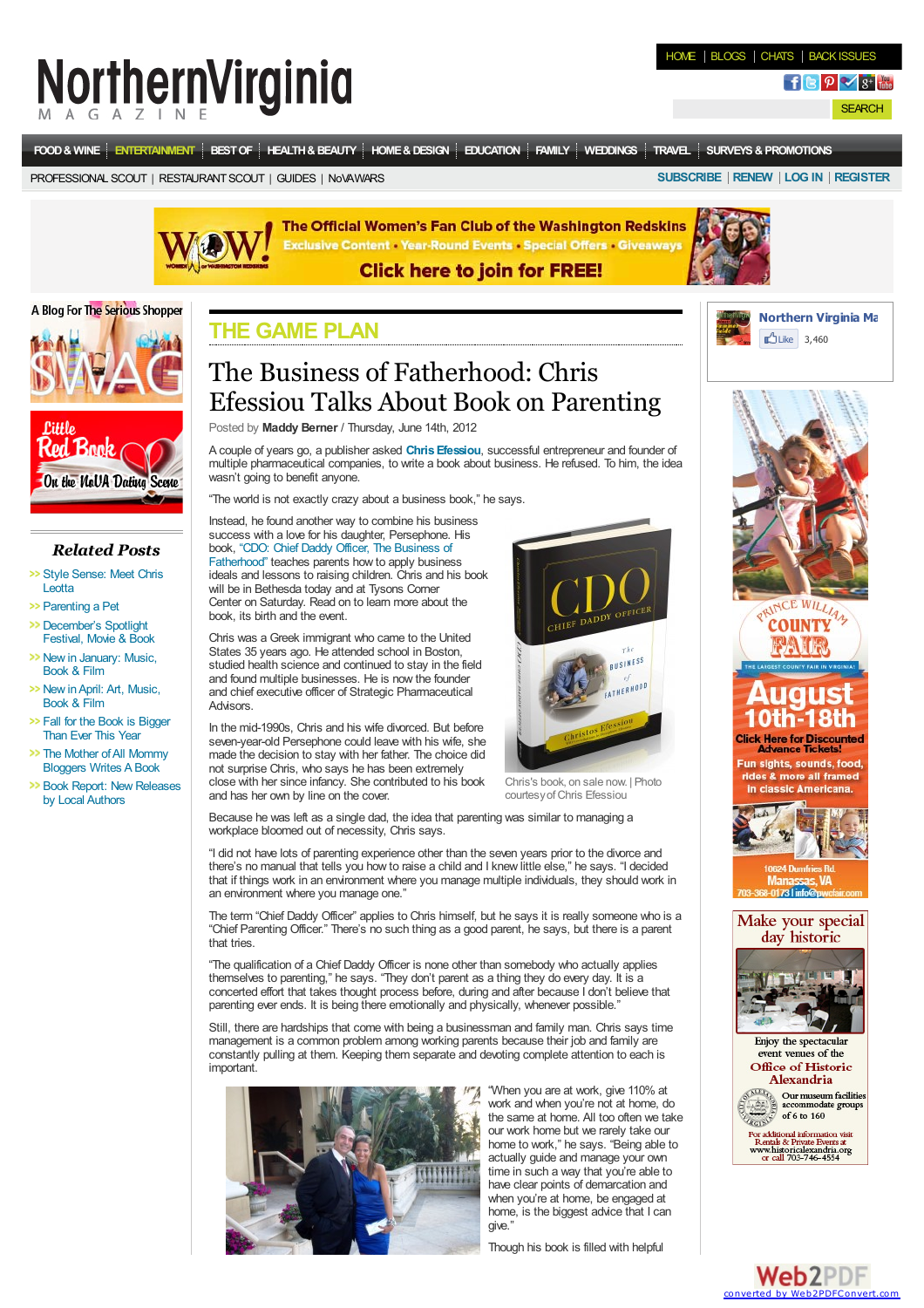# THE GAME PLAN

# The Business of Fatherhood: Chris Efessiou Talks About Book on Parenting

Posted by **Maddy Berner** / Thursday, June 14th, 2012

A couple of years ago, a publisher asked **Chris Efessiou**, successful entrepreneur and founder of multiple pharmaceutical companies, to write a book about business. He refused. To him, the idea wasn't going to benefit anyone.

"The world is not exactly crazy about a business book," he says.

Instead, he found another way to combine his business success with a love for his daughter, Persephone. His book, "CDO: Chief Daddy Officer, The Business of Fatherhood" teaches parents how to apply business ideals and lessons to raising children. Chris and his book will be in Bethesda today and at Tysons Corner Center on Saturday. Read on to learn more about the book, its birth and the event.

Chris was a Greek immigrant who came to the United States 35 years ago. He attended school in Boston, studied health science and continued to stay in the field and found multiple businesses. He is now the founder and chief executive officer of Strategic Pharmaceutical Advisors.

In the mid-1990s, Chris and his wife divorced. But before seven-year-old Persephone could leave with his wife, she made the decision to stay with her father. The choice did not surprise Chris, who says he has been extremely close with her since infancy. She contributed to his book and has her own by line on the cover.

Chris's book, on sale now. | Photo courtesy of Chris Efessiou

Because he was left as a single dad, the idea that parenting was similar to managing a workplace bloomed out of necessity, Chris says.

"I did not have lots of parenting experience other than the seven years prior to the divorce and there's no manual that tells you how to raise a child and I knew little else," he says. "I decided that if things work in an environment where you manage multiple individuals, they should work in an environment where you manage one."

The term "Chief Daddy Officer" applies to Chris himself, but he says it is really someone who is a "Chief Parenting Officer." There's no such thing as a good parent, he says, but there is a parent that tries.

"The qualification of a Chief Daddy Officer is none other than somebody who actually applies themselves to parenting," he says. "They don't parent as a thing they do every day. It is a concerted effort that takes thought process before, during and after because I don't believe that parenting ever ends. It is being there emotionally and physically, whenever possible."

Still, there are hardships that come with being a businessman and family man. Chris says time management is a common problem among working parents because their job and family are constantly pulling at them. Keeping them separate and devoting complete attention to each is important.

"When you are at work, give 110% at work and when you're not at home, do the same at home. All too often we take our work home but we rarely take our home to work," he says. "Being able to actually guide and manage your own time in such a way that you're able to have clear points of demarcation and when you're at home, be engaged at home, is the biggest advice that I can give."

Though his book is filled with helpful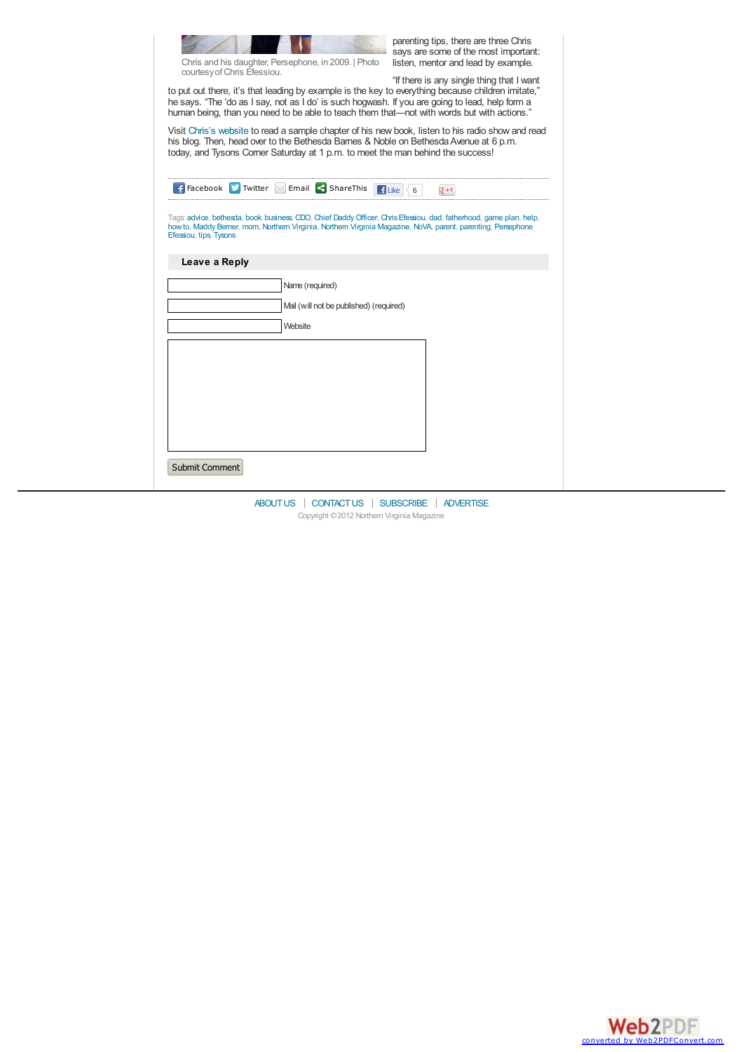Chris and his daughter, Persephone, in 2009. | Photo courtesy of Chris Efessiou.

parenting tips, there are three Chris says are some of the most important: listen, mentor and lead by example.

"If there is any single thing that I want to put out there, it's that leading by example is the key to everything because children imitate," he says. "The 'do as I say, not as I do' is such hogwash. If you are going to lead, help form a human being, than you need to be able to teach them that—not with words but with actions."

Visit Chris's website to read a sample chapter of his new book, listen to his radio show and read his blog. Then, head over to the Bethesda Barnes & Noble on Bethesda Avenue at 6 p.m. today, and Tysons Corner Saturday at 1 p.m. to meet the man behind the success!

Facebook Twitter Email ShareThis Like 6

Tags: advice, bethesda, book, business, CDO, Chief Daddy Officer, Chris Efessiou, dad, fatherhood, game plan, help, how to, Maddy Berner, mom, Northern Virginia, Northern Virginia Magazine, NoVA, parent, parenting, Persephone Efessiou, tips, Tysons

## Leave a Reply

Name (required)

Mail (will not be published) (required)

Website

Submit Comment

ABOUT US | CONTACT US | SUBSCRIBE | ADVERTISE

Copyright © 2012 Northern Virginia Magazine